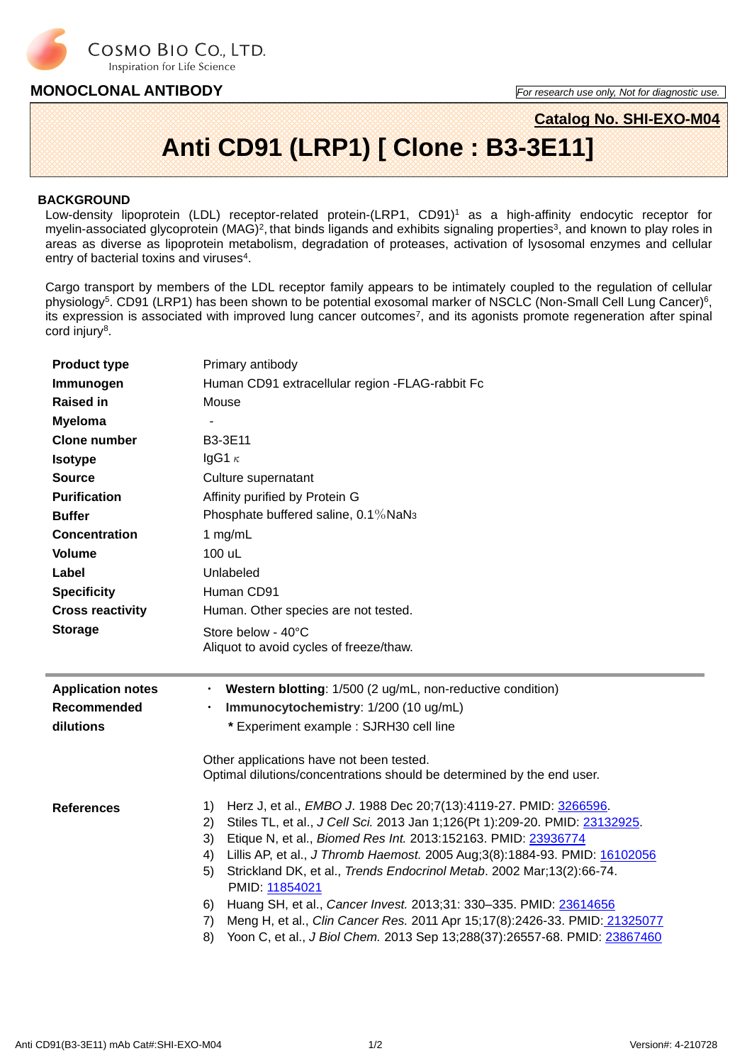COSMO BIO CO., LTD.
Inspiration for Life Science

**MONOCLONAL ANTIBODY**

*For research use only, Not for diagnostic use.*

**Catalog No. SHI-EXO-M04**

# Anti CD91 (LRP1) [ Clone : B3-3E11]

## BACKGROUND

Low-density lipoprotein (LDL) receptor-related protein-(LRP1, CD91)[1] as a high-affinity endocytic receptor for myelin-associated glycoprotein (MAG)[2], that binds ligands and exhibits signaling properties[3], and known to play roles in areas as diverse as lipoprotein metabolism, degradation of proteases, activation of lysosomal enzymes and cellular entry of bacterial toxins and viruses[4].

Cargo transport by members of the LDL receptor family appears to be intimately coupled to the regulation of cellular physiology[5]. CD91 (LRP1) has been shown to be potential exosomal marker of NSCLC (Non-Small Cell Lung Cancer)[6], its expression is associated with improved lung cancer outcomes[7], and its agonists promote regeneration after spinal cord injury[8].

| | |
|---|---|
| **Product type** | Primary antibody |
| **Immunogen** | Human CD91 extracellular region -FLAG-rabbit Fc |
| **Raised in** | Mouse |
| **Myeloma** | - |
| **Clone number** | B3-3E11 |
| **Isotype** | IgG1 κ |
| **Source** | Culture supernatant |
| **Purification** | Affinity purified by Protein G |
| **Buffer** | Phosphate buffered saline, 0.1％$NaN_3$ |
| **Concentration** | 1 mg/mL |
| **Volume** | 100 uL |
| **Label** | Unlabeled |
| **Specificity** | Human CD91 |
| **Cross reactivity** | Human. Other species are not tested. |
| **Storage** | Store below - 40°C<br>Aliquot to avoid cycles of freeze/thaw. |

**Application notes Recommended dilutions**

- **Western blotting**: 1/500 (2 ug/mL, non-reductive condition)
- **Immunocytochemistry**: 1/200 (10 ug/mL)
  
  \* Experiment example : SJRH30 cell line

Other applications have not been tested.
Optimal dilutions/concentrations should be determined by the end user.

**References**

1) Herz J, et al., *EMBO J*. 1988 Dec 20;7(13):4119-27. PMID: 3266596.
2) Stiles TL, et al., *J Cell Sci.* 2013 Jan 1;126(Pt 1):209-20. PMID: 23132925.
3) Etique N, et al., *Biomed Res Int.* 2013:152163. PMID: 23936774
4) Lillis AP, et al., *J Thromb Haemost.* 2005 Aug;3(8):1884-93. PMID: 16102056
5) Strickland DK, et al., *Trends Endocrinol Metab*. 2002 Mar;13(2):66-74. PMID: 11854021
6) Huang SH, et al., *Cancer Invest.* 2013;31: 330–335. PMID: 23614656
7) Meng H, et al., *Clin Cancer Res.* 2011 Apr 15;17(8):2426-33. PMID: 21325077
8) Yoon C, et al., *J Biol Chem.* 2013 Sep 13;288(37):26557-68. PMID: 23867460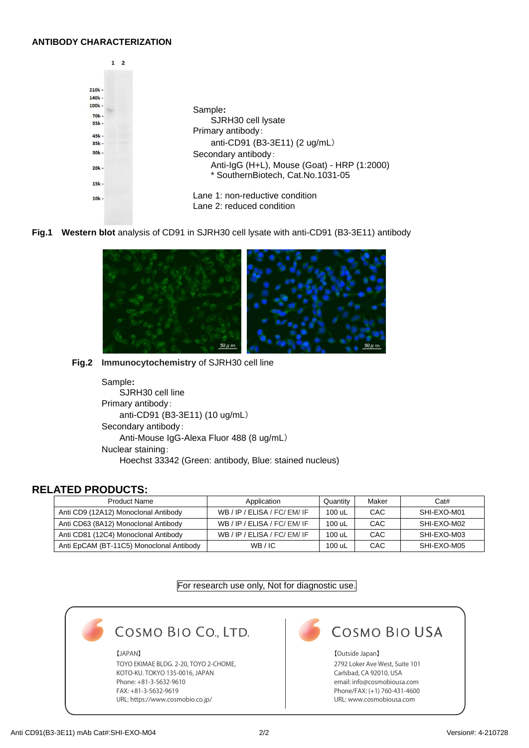### ANTIBODY CHARACTERIZATION

1 2

210k -
140k -
100k -
70k -
55k -
45k -
35k -
30k -
20k -
15k -
10k -

Sample:
SJRH30 cell lysate
Primary antibody:
anti-CD91 (B3-3E11) (2 ug/mL)
Secondary antibody:
Anti-IgG (H+L), Mouse (Goat) - HRP (1:2000)
* SouthernBiotech, Cat.No.1031-05

Lane 1: non-reductive condition
Lane 2: reduced condition

**Fig.1 Western blot** analysis of CD91 in SJRH30 cell lysate with anti-CD91 (B3-3E11) antibody

50 μm

50 μm

**Fig.2 Immunocytochemistry** of SJRH30 cell line

Sample:
SJRH30 cell line
Primary antibody:
anti-CD91 (B3-3E11) (10 ug/mL)
Secondary antibody:
Anti-Mouse IgG-Alexa Fluor 488 (8 ug/mL)
Nuclear staining:
Hoechst 33342 (Green: antibody, Blue: stained nucleus)

## RELATED PRODUCTS:

| Product Name | Application | Quantity | Maker | Cat# |
|---|---|---|---|---|
| Anti CD9 (12A12) Monoclonal Antibody | WB / IP / ELISA / FC/ EM/ IF | 100 uL | CAC | SHI-EXO-M01 |
| Anti CD63 (8A12) Monoclonal Antibody | WB / IP / ELISA / FC/ EM/ IF | 100 uL | CAC | SHI-EXO-M02 |
| Anti CD81 (12C4) Monoclonal Antibody | WB / IP / ELISA / FC/ EM/ IF | 100 uL | CAC | SHI-EXO-M03 |
| Anti EpCAM (BT-11C5) Monoclonal Antibody | WB / IC | 100 uL | CAC | SHI-EXO-M05 |

For research use only, Not for diagnostic use.

**COSMO BIO CO., LTD.**

【JAPAN】
TOYO EKIMAE BLDG. 2-20, TOYO 2-CHOME,
KOTO-KU. TOKYO 135-0016, JAPAN
Phone: +81-3-5632-9610
FAX: +81-3-5632-9619
URL: https://www.cosmobio.co.jp/

**COSMO BIO USA**

【Outside Japan】
2792 Loker Ave West, Suite 101
Carlsbad, CA 92010, USA
email: info@cosmobiousa.com
Phone/FAX: (+1) 760-431-4600
URL: www.cosmobiousa.com

Anti CD91(B3-3E11) mAb Cat#:SHI-EXO-M04

Version#: 4-210728